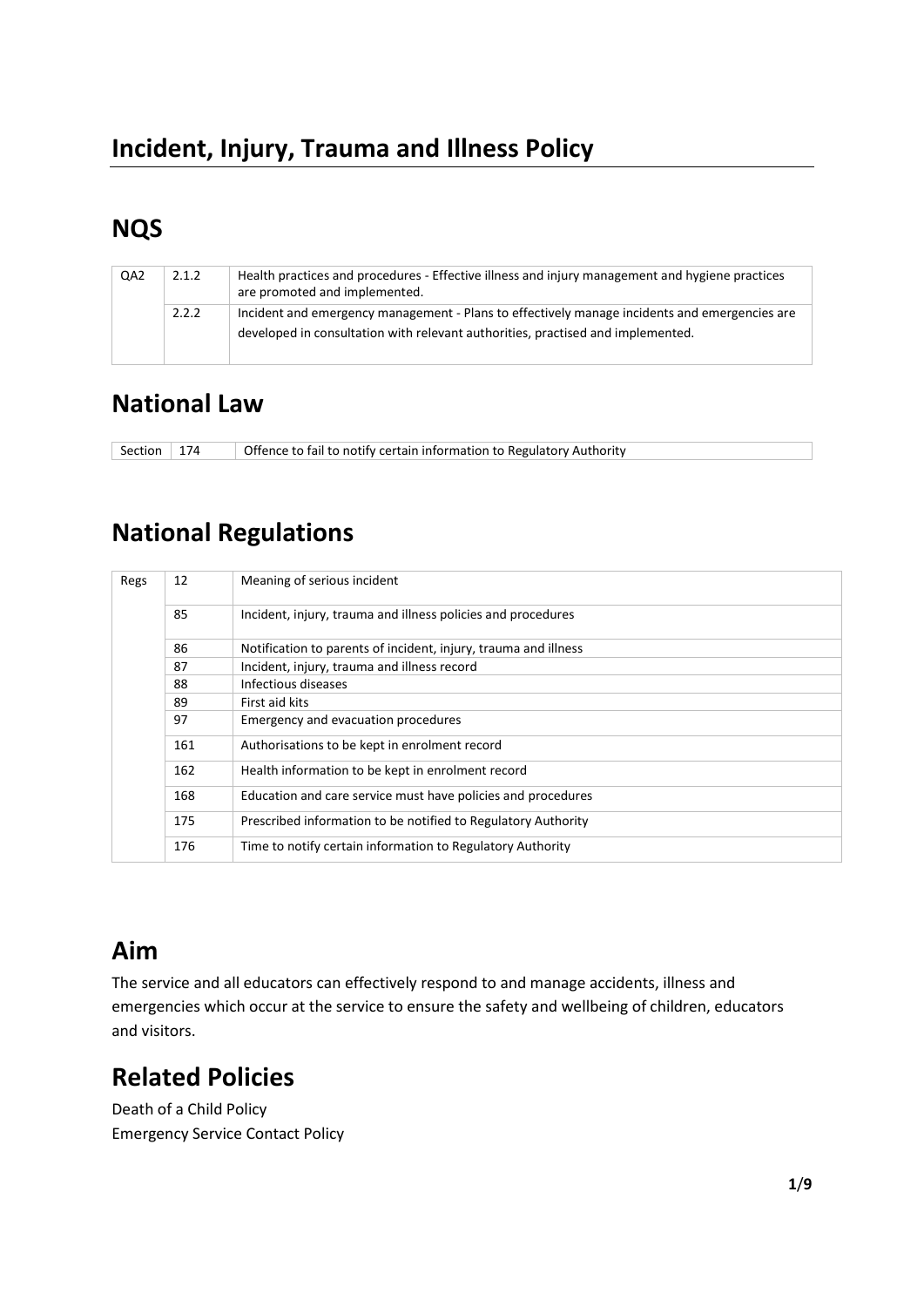# Incident, Injury, Trauma and Illness Policy

## NQS

| | | |
|---|---|---|
| QA2 | 2.1.2 | Health practices and procedures - Effective illness and injury management and hygiene practices are promoted and implemented. |
| | 2.2.2 | Incident and emergency management - Plans to effectively manage incidents and emergencies are developed in consultation with relevant authorities, practised and implemented. |

## National Law

| | | |
|---|---|---|
| Section | 174 | Offence to fail to notify certain information to Regulatory Authority |

## National Regulations

| | | |
|---|---|---|
| Regs | 12 | Meaning of serious incident |
| | 85 | Incident, injury, trauma and illness policies and procedures |
| | 86 | Notification to parents of incident, injury, trauma and illness |
| | 87 | Incident, injury, trauma and illness record |
| | 88 | Infectious diseases |
| | 89 | First aid kits |
| | 97 | Emergency and evacuation procedures |
| | 161 | Authorisations to be kept in enrolment record |
| | 162 | Health information to be kept in enrolment record |
| | 168 | Education and care service must have policies and procedures |
| | 175 | Prescribed information to be notified to Regulatory Authority |
| | 176 | Time to notify certain information to Regulatory Authority |

## Aim

The service and all educators can effectively respond to and manage accidents, illness and emergencies which occur at the service to ensure the safety and wellbeing of children, educators and visitors.

## Related Policies

Death of a Child Policy
Emergency Service Contact Policy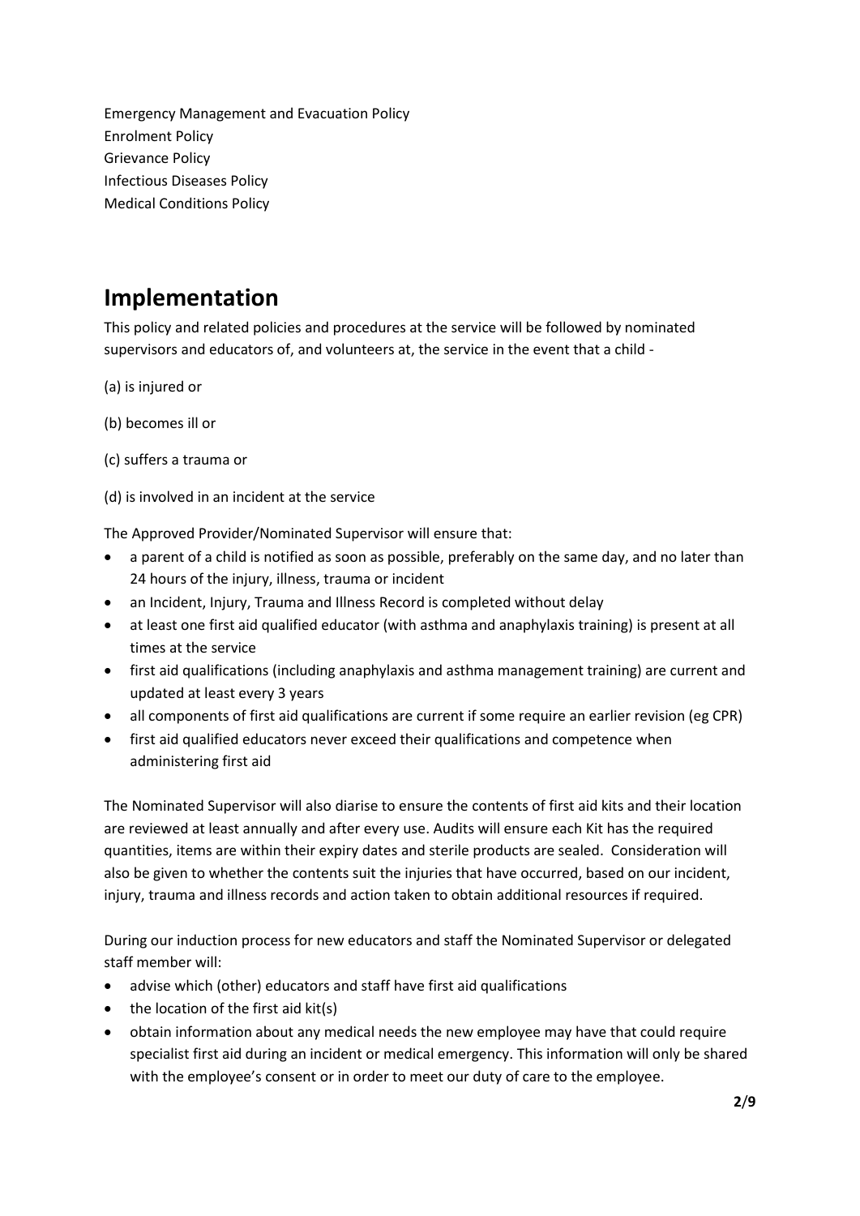Emergency Management and Evacuation Policy
Enrolment Policy
Grievance Policy
Infectious Diseases Policy
Medical Conditions Policy

## Implementation

This policy and related policies and procedures at the service will be followed by nominated supervisors and educators of, and volunteers at, the service in the event that a child -

(a) is injured or

(b) becomes ill or

(c) suffers a trauma or

(d) is involved in an incident at the service

The Approved Provider/Nominated Supervisor will ensure that:

- a parent of a child is notified as soon as possible, preferably on the same day, and no later than 24 hours of the injury, illness, trauma or incident
- an Incident, Injury, Trauma and Illness Record is completed without delay
- at least one first aid qualified educator (with asthma and anaphylaxis training) is present at all times at the service
- first aid qualifications (including anaphylaxis and asthma management training) are current and updated at least every 3 years
- all components of first aid qualifications are current if some require an earlier revision (eg CPR)
- first aid qualified educators never exceed their qualifications and competence when administering first aid

The Nominated Supervisor will also diarise to ensure the contents of first aid kits and their location are reviewed at least annually and after every use. Audits will ensure each Kit has the required quantities, items are within their expiry dates and sterile products are sealed. Consideration will also be given to whether the contents suit the injuries that have occurred, based on our incident, injury, trauma and illness records and action taken to obtain additional resources if required.

During our induction process for new educators and staff the Nominated Supervisor or delegated staff member will:

- advise which (other) educators and staff have first aid qualifications
- the location of the first aid kit(s)
- obtain information about any medical needs the new employee may have that could require specialist first aid during an incident or medical emergency. This information will only be shared with the employee's consent or in order to meet our duty of care to the employee.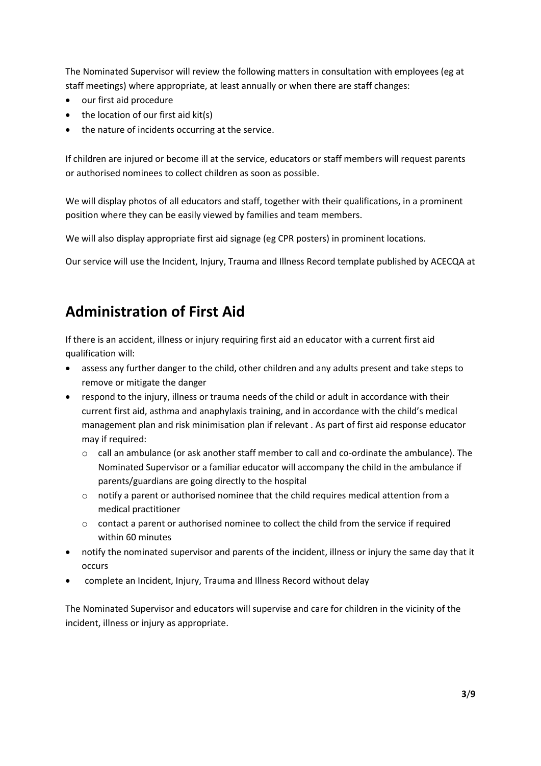The Nominated Supervisor will review the following matters in consultation with employees (eg at staff meetings) where appropriate, at least annually or when there are staff changes:

- our first aid procedure
- the location of our first aid kit(s)
- the nature of incidents occurring at the service.

If children are injured or become ill at the service, educators or staff members will request parents or authorised nominees to collect children as soon as possible.

We will display photos of all educators and staff, together with their qualifications, in a prominent position where they can be easily viewed by families and team members.

We will also display appropriate first aid signage (eg CPR posters) in prominent locations.

Our service will use the Incident, Injury, Trauma and Illness Record template published by ACECQA at

## Administration of First Aid

If there is an accident, illness or injury requiring first aid an educator with a current first aid qualification will:

- assess any further danger to the child, other children and any adults present and take steps to remove or mitigate the danger
- respond to the injury, illness or trauma needs of the child or adult in accordance with their current first aid, asthma and anaphylaxis training, and in accordance with the child's medical management plan and risk minimisation plan if relevant . As part of first aid response educator may if required:
  - call an ambulance (or ask another staff member to call and co-ordinate the ambulance). The Nominated Supervisor or a familiar educator will accompany the child in the ambulance if parents/guardians are going directly to the hospital
  - notify a parent or authorised nominee that the child requires medical attention from a medical practitioner
  - contact a parent or authorised nominee to collect the child from the service if required within 60 minutes
- notify the nominated supervisor and parents of the incident, illness or injury the same day that it occurs
- complete an Incident, Injury, Trauma and Illness Record without delay

The Nominated Supervisor and educators will supervise and care for children in the vicinity of the incident, illness or injury as appropriate.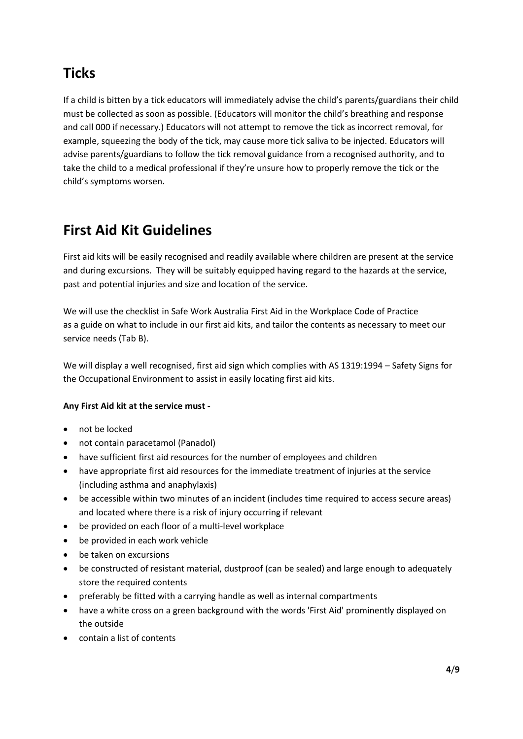## Ticks

If a child is bitten by a tick educators will immediately advise the child's parents/guardians their child must be collected as soon as possible. (Educators will monitor the child's breathing and response and call 000 if necessary.) Educators will not attempt to remove the tick as incorrect removal, for example, squeezing the body of the tick, may cause more tick saliva to be injected. Educators will advise parents/guardians to follow the tick removal guidance from a recognised authority, and to take the child to a medical professional if they're unsure how to properly remove the tick or the child's symptoms worsen.

## First Aid Kit Guidelines

First aid kits will be easily recognised and readily available where children are present at the service and during excursions. They will be suitably equipped having regard to the hazards at the service, past and potential injuries and size and location of the service.

We will use the checklist in Safe Work Australia First Aid in the Workplace Code of Practice as a guide on what to include in our first aid kits, and tailor the contents as necessary to meet our service needs (Tab B).

We will display a well recognised, first aid sign which complies with AS 1319:1994 – Safety Signs for the Occupational Environment to assist in easily locating first aid kits.

**Any First Aid kit at the service must -**

- not be locked
- not contain paracetamol (Panadol)
- have sufficient first aid resources for the number of employees and children
- have appropriate first aid resources for the immediate treatment of injuries at the service (including asthma and anaphylaxis)
- be accessible within two minutes of an incident (includes time required to access secure areas) and located where there is a risk of injury occurring if relevant
- be provided on each floor of a multi-level workplace
- be provided in each work vehicle
- be taken on excursions
- be constructed of resistant material, dustproof (can be sealed) and large enough to adequately store the required contents
- preferably be fitted with a carrying handle as well as internal compartments
- have a white cross on a green background with the words 'First Aid' prominently displayed on the outside
- contain a list of contents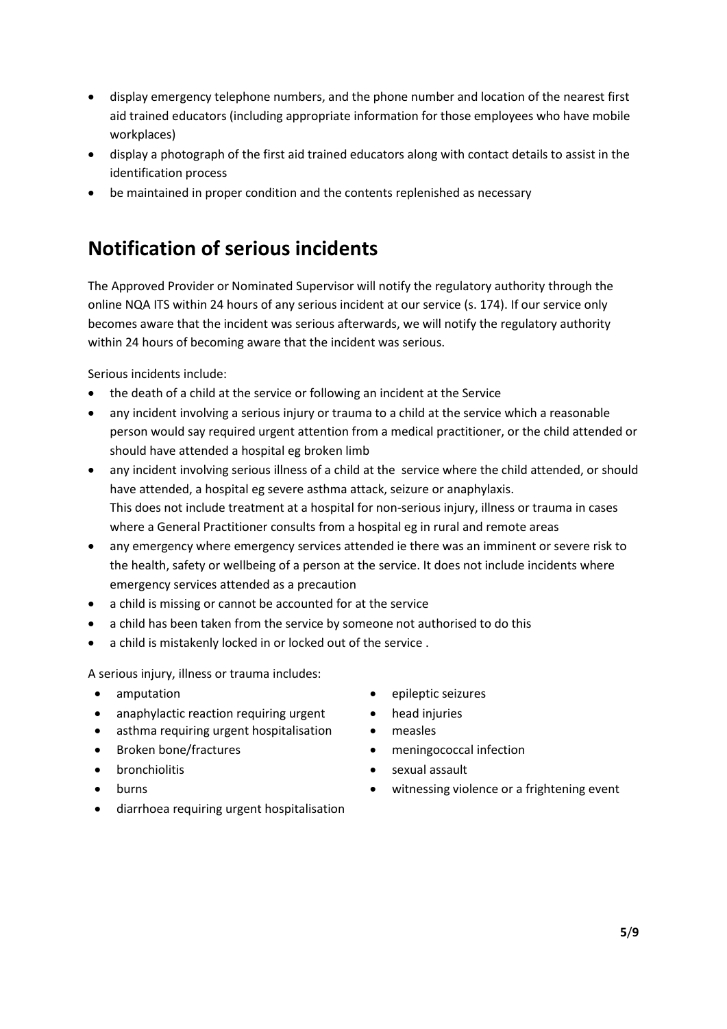- display emergency telephone numbers, and the phone number and location of the nearest first aid trained educators (including appropriate information for those employees who have mobile workplaces)
- display a photograph of the first aid trained educators along with contact details to assist in the identification process
- be maintained in proper condition and the contents replenished as necessary

## Notification of serious incidents

The Approved Provider or Nominated Supervisor will notify the regulatory authority through the online NQA ITS within 24 hours of any serious incident at our service (s. 174). If our service only becomes aware that the incident was serious afterwards, we will notify the regulatory authority within 24 hours of becoming aware that the incident was serious.

Serious incidents include:

- the death of a child at the service or following an incident at the Service
- any incident involving a serious injury or trauma to a child at the service which a reasonable person would say required urgent attention from a medical practitioner, or the child attended or should have attended a hospital eg broken limb
- any incident involving serious illness of a child at the service where the child attended, or should have attended, a hospital eg severe asthma attack, seizure or anaphylaxis. This does not include treatment at a hospital for non-serious injury, illness or trauma in cases where a General Practitioner consults from a hospital eg in rural and remote areas
- any emergency where emergency services attended ie there was an imminent or severe risk to the health, safety or wellbeing of a person at the service. It does not include incidents where emergency services attended as a precaution
- a child is missing or cannot be accounted for at the service
- a child has been taken from the service by someone not authorised to do this
- a child is mistakenly locked in or locked out of the service .

A serious injury, illness or trauma includes:

- amputation
- anaphylactic reaction requiring urgent
- asthma requiring urgent hospitalisation
- Broken bone/fractures
- bronchiolitis
- burns
- diarrhoea requiring urgent hospitalisation
- epileptic seizures
- head injuries
- measles
- meningococcal infection
- sexual assault
- witnessing violence or a frightening event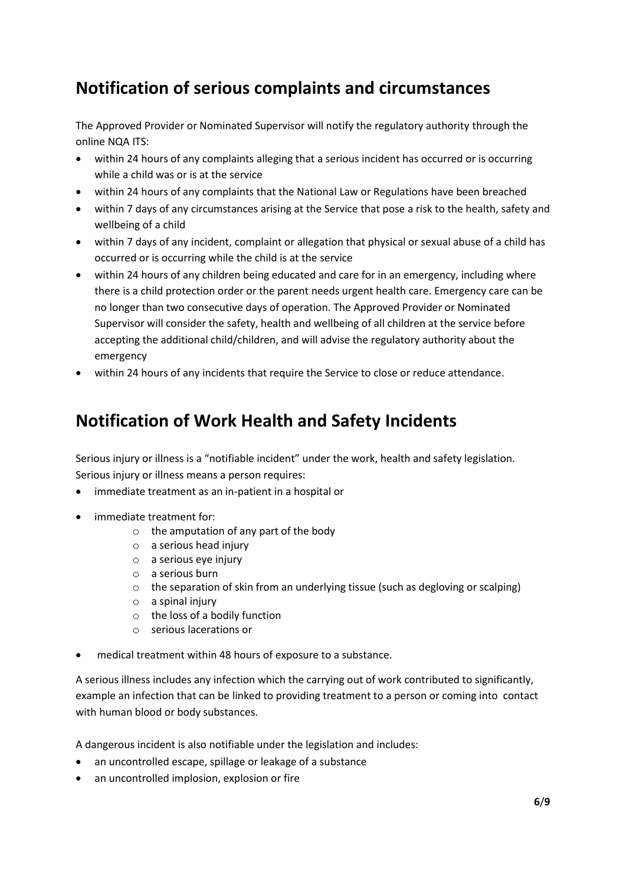## Notification of serious complaints and circumstances

The Approved Provider or Nominated Supervisor will notify the regulatory authority through the online NQA ITS:

- within 24 hours of any complaints alleging that a serious incident has occurred or is occurring while a child was or is at the service
- within 24 hours of any complaints that the National Law or Regulations have been breached
- within 7 days of any circumstances arising at the Service that pose a risk to the health, safety and wellbeing of a child
- within 7 days of any incident, complaint or allegation that physical or sexual abuse of a child has occurred or is occurring while the child is at the service
- within 24 hours of any children being educated and care for in an emergency, including where there is a child protection order or the parent needs urgent health care. Emergency care can be no longer than two consecutive days of operation. The Approved Provider or Nominated Supervisor will consider the safety, health and wellbeing of all children at the service before accepting the additional child/children, and will advise the regulatory authority about the emergency
- within 24 hours of any incidents that require the Service to close or reduce attendance.

## Notification of Work Health and Safety Incidents

Serious injury or illness is a "notifiable incident" under the work, health and safety legislation. Serious injury or illness means a person requires:

- immediate treatment as an in-patient in a hospital or
- immediate treatment for:
    - the amputation of any part of the body
    - a serious head injury
    - a serious eye injury
    - a serious burn
    - the separation of skin from an underlying tissue (such as degloving or scalping)
    - a spinal injury
    - the loss of a bodily function
    - serious lacerations or
- medical treatment within 48 hours of exposure to a substance.

A serious illness includes any infection which the carrying out of work contributed to significantly, example an infection that can be linked to providing treatment to a person or coming into contact with human blood or body substances.

A dangerous incident is also notifiable under the legislation and includes:

- an uncontrolled escape, spillage or leakage of a substance
- an uncontrolled implosion, explosion or fire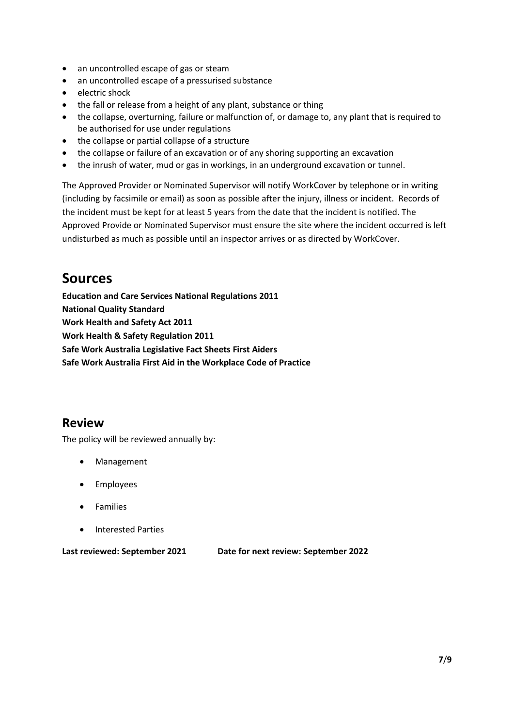- an uncontrolled escape of gas or steam
- an uncontrolled escape of a pressurised substance
- electric shock
- the fall or release from a height of any plant, substance or thing
- the collapse, overturning, failure or malfunction of, or damage to, any plant that is required to be authorised for use under regulations
- the collapse or partial collapse of a structure
- the collapse or failure of an excavation or of any shoring supporting an excavation
- the inrush of water, mud or gas in workings, in an underground excavation or tunnel.

The Approved Provider or Nominated Supervisor will notify WorkCover by telephone or in writing (including by facsimile or email) as soon as possible after the injury, illness or incident. Records of the incident must be kept for at least 5 years from the date that the incident is notified. The Approved Provide or Nominated Supervisor must ensure the site where the incident occurred is left undisturbed as much as possible until an inspector arrives or as directed by WorkCover.

# Sources

**Education and Care Services National Regulations 2011**
**National Quality Standard**
**Work Health and Safety Act 2011**
**Work Health & Safety Regulation 2011**
**Safe Work Australia Legislative Fact Sheets First Aiders**
**Safe Work Australia First Aid in the Workplace Code of Practice**

## Review

The policy will be reviewed annually by:

- Management
- Employees
- Families
- Interested Parties

**Last reviewed: September 2021** **Date for next review: September 2022**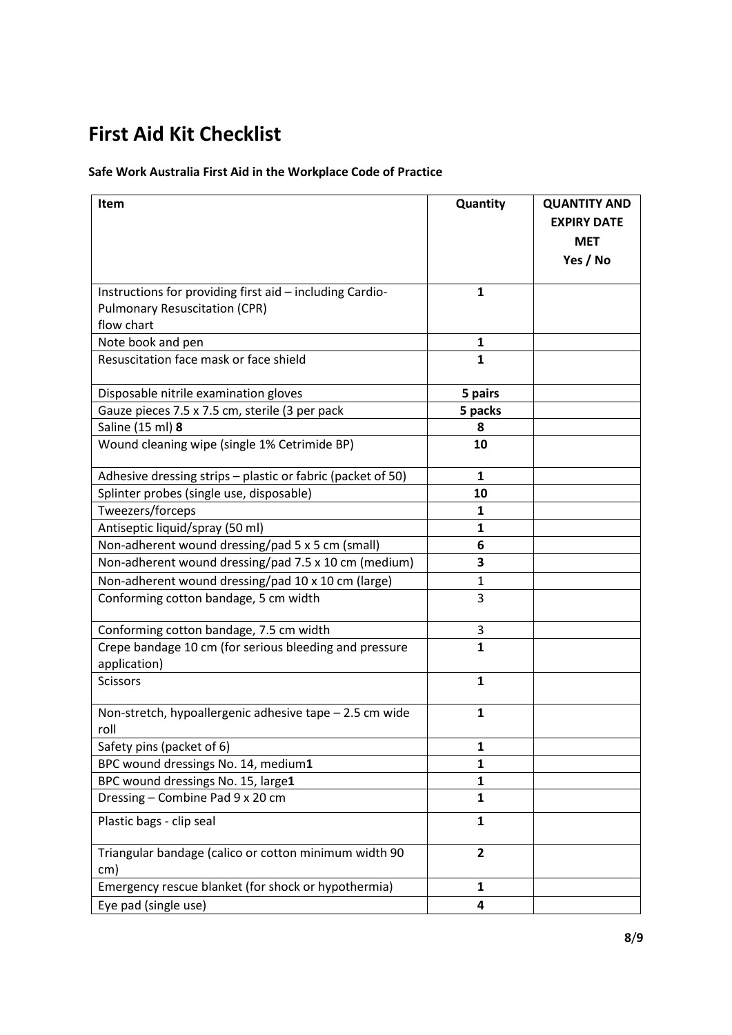# First Aid Kit Checklist

**Safe Work Australia First Aid in the Workplace Code of Practice**

| Item | Quantity | QUANTITY AND EXPIRY DATE MET Yes / No |
|---|---|---|
| Instructions for providing first aid – including Cardio-Pulmonary Resuscitation (CPR) flow chart | **1** | |
| Note book and pen | **1** | |
| Resuscitation face mask or face shield | **1** | |
| Disposable nitrile examination gloves | **5 pairs** | |
| Gauze pieces 7.5 x 7.5 cm, sterile (3 per pack | **5 packs** | |
| Saline (15 ml) **8** | **8** | |
| Wound cleaning wipe (single 1% Cetrimide BP) | **10** | |
| Adhesive dressing strips – plastic or fabric (packet of 50) | **1** | |
| Splinter probes (single use, disposable) | **10** | |
| Tweezers/forceps | **1** | |
| Antiseptic liquid/spray (50 ml) | **1** | |
| Non-adherent wound dressing/pad 5 x 5 cm (small) | **6** | |
| Non-adherent wound dressing/pad 7.5 x 10 cm (medium) | **3** | |
| Non-adherent wound dressing/pad 10 x 10 cm (large) | 1 | |
| Conforming cotton bandage, 5 cm width | 3 | |
| Conforming cotton bandage, 7.5 cm width | 3 | |
| Crepe bandage 10 cm (for serious bleeding and pressure application) | **1** | |
| Scissors | **1** | |
| Non-stretch, hypoallergenic adhesive tape – 2.5 cm wide roll | **1** | |
| Safety pins (packet of 6) | **1** | |
| BPC wound dressings No. 14, medium**1** | **1** | |
| BPC wound dressings No. 15, large**1** | **1** | |
| Dressing – Combine Pad 9 x 20 cm | **1** | |
| Plastic bags - clip seal | **1** | |
| Triangular bandage (calico or cotton minimum width 90 cm) | **2** | |
| Emergency rescue blanket (for shock or hypothermia) | **1** | |
| Eye pad (single use) | **4** | |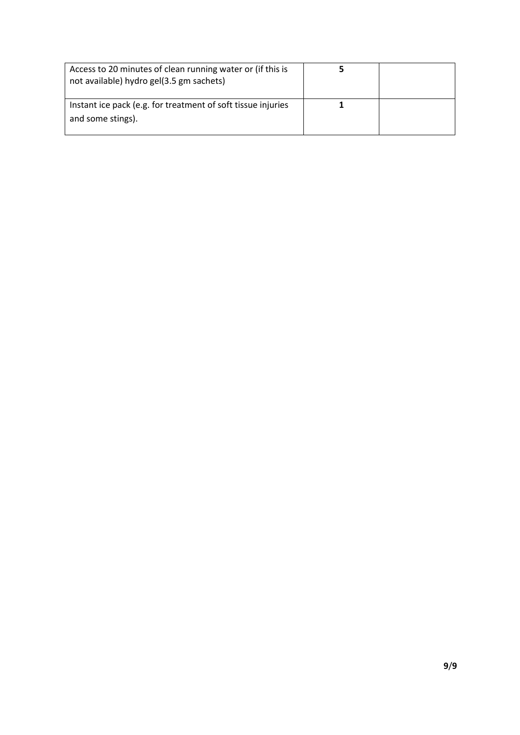| | | |
|---|---|---|
| Access to 20 minutes of clean running water or (if this is not available) hydro gel(3.5 gm sachets) | **5** | |
| Instant ice pack (e.g. for treatment of soft tissue injuries and some stings). | **1** | |